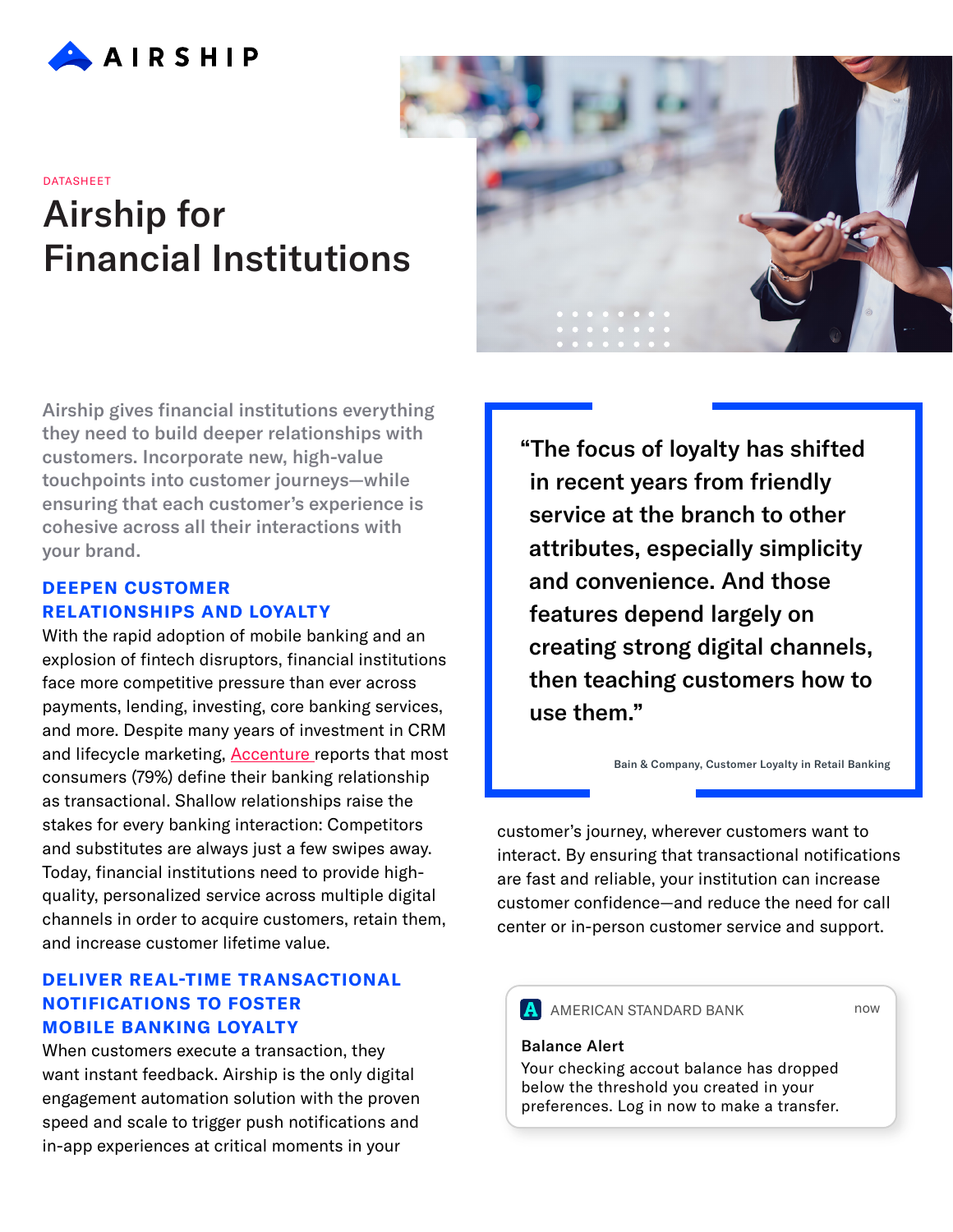AIRSHIP

DATASHEET

# Airship for Financial Institutions

Airship gives financial institutions everything they need to build deeper relationships with customers. Incorporate new, high-value touchpoints into customer journeys—while ensuring that each customer's experience is cohesive across all their interactions with your brand.

## DEEPEN CUSTOMER RELATIONSHIPS AND LOYALTY

With the rapid adoption of mobile banking and an explosion of fintech disruptors, financial institutions face more competitive pressure than ever across payments, lending, investing, core banking services, and more. Despite many years of investment in CRM and lifecycle marketing, Accenture reports that most consumers (79%) define their banking relationship as transactional. Shallow relationships raise the stakes for every banking interaction: Competitors and substitutes are always just a few swipes away. Today, financial institutions need to provide high-quality, personalized service across multiple digital channels in order to acquire customers, retain them, and increase customer lifetime value.

## DELIVER REAL-TIME TRANSACTIONAL NOTIFICATIONS TO FOSTER MOBILE BANKING LOYALTY

When customers execute a transaction, they want instant feedback. Airship is the only digital engagement automation solution with the proven speed and scale to trigger push notifications and in-app experiences at critical moments in your customer's journey, wherever customers want to interact. By ensuring that transactional notifications are fast and reliable, your institution can increase customer confidence—and reduce the need for call center or in-person customer service and support.

> "The focus of loyalty has shifted in recent years from friendly service at the branch to other attributes, especially simplicity and convenience. And those features depend largely on creating strong digital channels, then teaching customers how to use them."
>
> Bain & Company, Customer Loyalty in Retail Banking

AMERICAN STANDARD BANK — now

**Balance Alert**
Your checking accout balance has dropped below the threshold you created in your preferences. Log in now to make a transfer.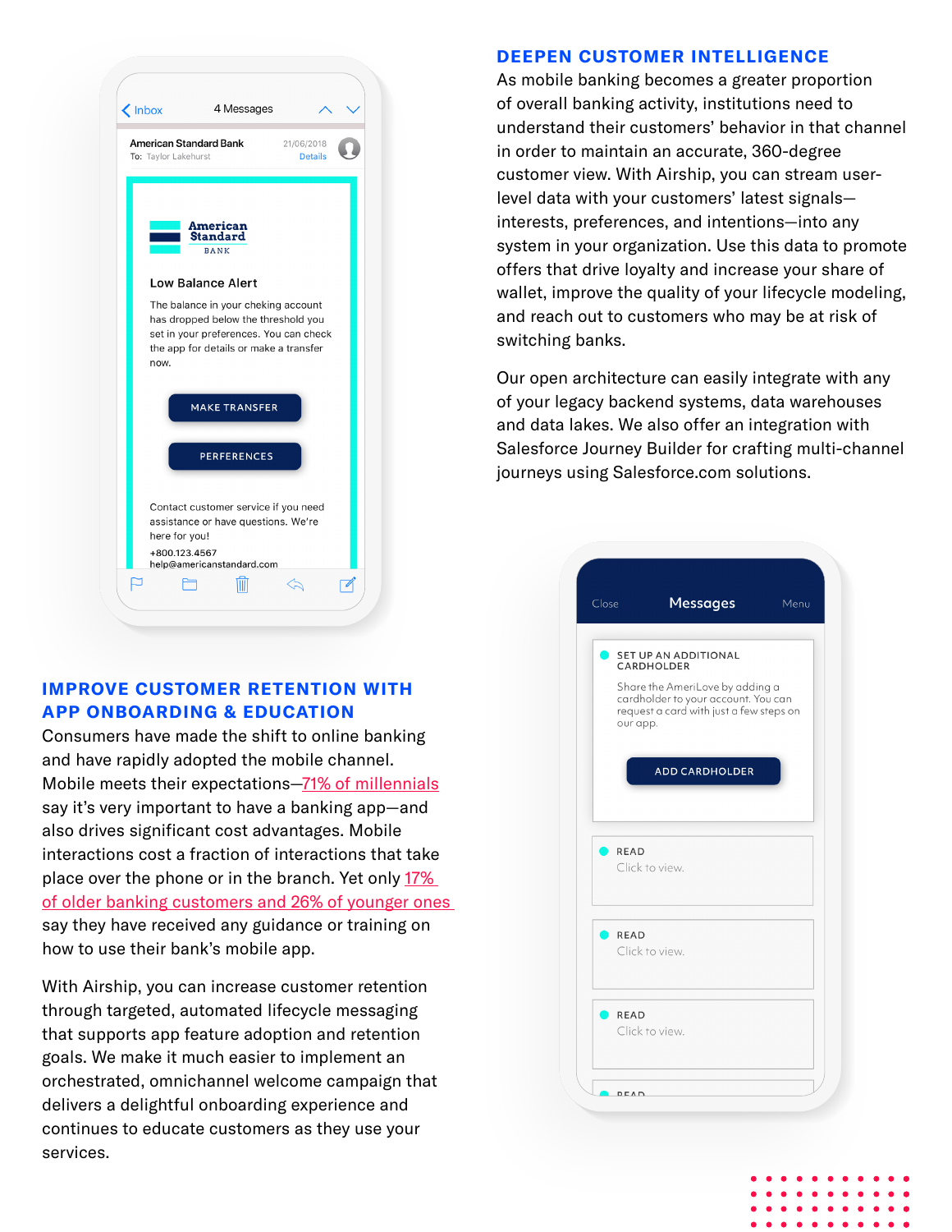## DEEPEN CUSTOMER INTELLIGENCE

As mobile banking becomes a greater proportion of overall banking activity, institutions need to understand their customers' behavior in that channel in order to maintain an accurate, 360-degree customer view. With Airship, you can stream user-level data with your customers' latest signals—interests, preferences, and intentions—into any system in your organization. Use this data to promote offers that drive loyalty and increase your share of wallet, improve the quality of your lifecycle modeling, and reach out to customers who may be at risk of switching banks.

Our open architecture can easily integrate with any of your legacy backend systems, data warehouses and data lakes. We also offer an integration with Salesforce Journey Builder for crafting multi-channel journeys using Salesforce.com solutions.

## IMPROVE CUSTOMER RETENTION WITH APP ONBOARDING & EDUCATION

Consumers have made the shift to online banking and have rapidly adopted the mobile channel. Mobile meets their expectations—71% of millennials say it's very important to have a banking app—and also drives significant cost advantages. Mobile interactions cost a fraction of interactions that take place over the phone or in the branch. Yet only 17% of older banking customers and 26% of younger ones say they have received any guidance or training on how to use their bank's mobile app.

With Airship, you can increase customer retention through targeted, automated lifecycle messaging that supports app feature adoption and retention goals. We make it much easier to implement an orchestrated, omnichannel welcome campaign that delivers a delightful onboarding experience and continues to educate customers as they use your services.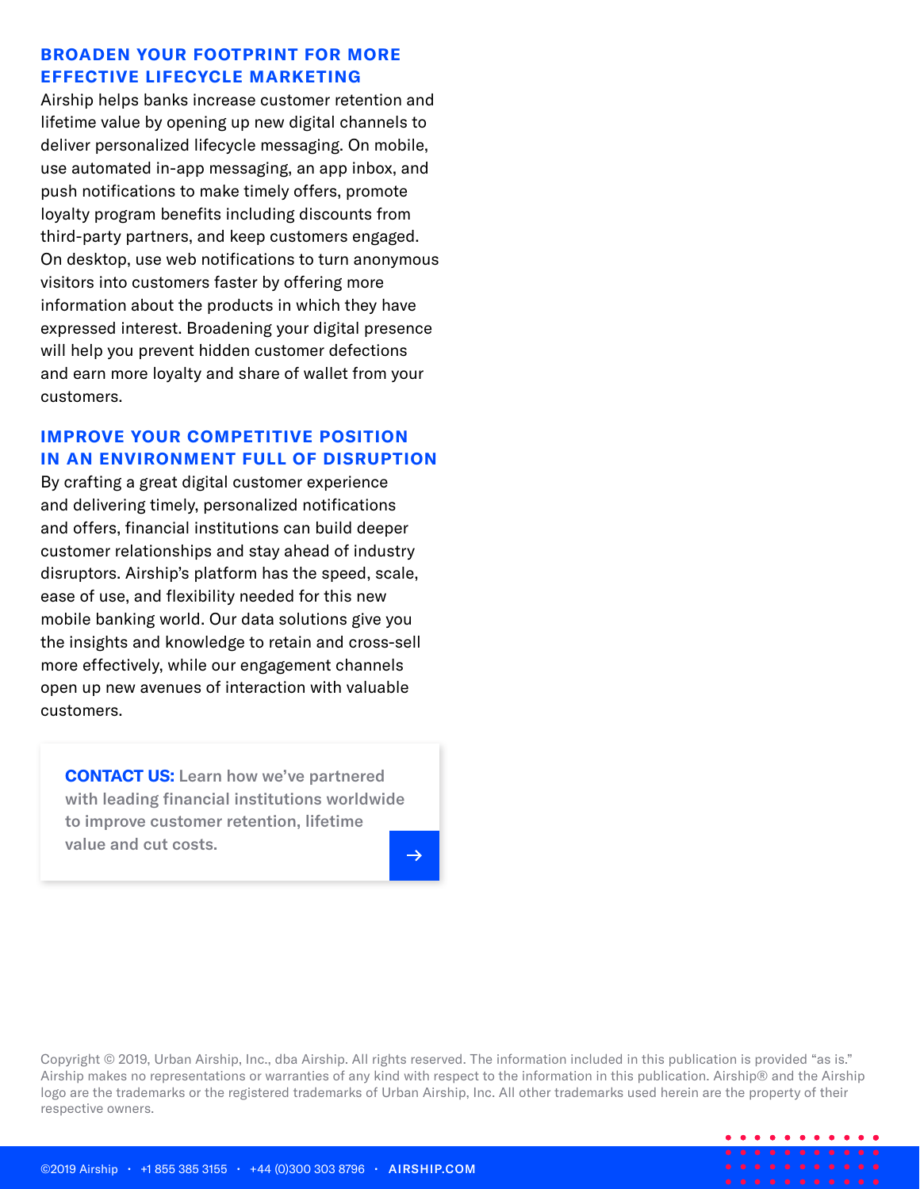## BROADEN YOUR FOOTPRINT FOR MORE EFFECTIVE LIFECYCLE MARKETING

Airship helps banks increase customer retention and lifetime value by opening up new digital channels to deliver personalized lifecycle messaging. On mobile, use automated in-app messaging, an app inbox, and push notifications to make timely offers, promote loyalty program benefits including discounts from third-party partners, and keep customers engaged. On desktop, use web notifications to turn anonymous visitors into customers faster by offering more information about the products in which they have expressed interest. Broadening your digital presence will help you prevent hidden customer defections and earn more loyalty and share of wallet from your customers.

## IMPROVE YOUR COMPETITIVE POSITION IN AN ENVIRONMENT FULL OF DISRUPTION

By crafting a great digital customer experience and delivering timely, personalized notifications and offers, financial institutions can build deeper customer relationships and stay ahead of industry disruptors. Airship's platform has the speed, scale, ease of use, and flexibility needed for this new mobile banking world. Our data solutions give you the insights and knowledge to retain and cross-sell more effectively, while our engagement channels open up new avenues of interaction with valuable customers.

**CONTACT US:** Learn how we've partnered with leading financial institutions worldwide to improve customer retention, lifetime value and cut costs.

Copyright © 2019, Urban Airship, Inc., dba Airship. All rights reserved. The information included in this publication is provided "as is." Airship makes no representations or warranties of any kind with respect to the information in this publication. Airship® and the Airship logo are the trademarks or the registered trademarks of Urban Airship, Inc. All other trademarks used herein are the property of their respective owners.

©2019 Airship · +1 855 385 3155 · +44 (0)300 303 8796 · AIRSHIP.COM